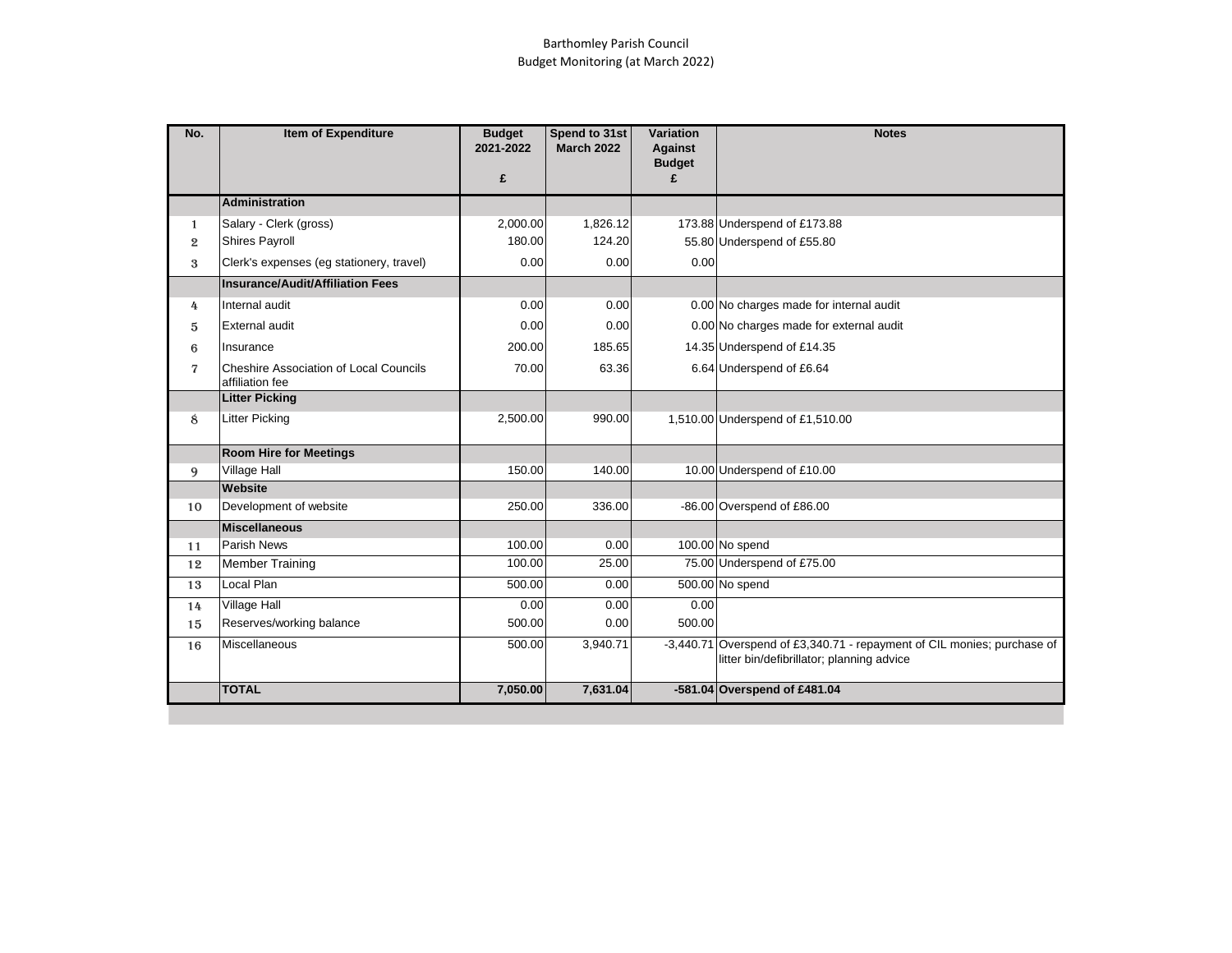Barthomley Parish Council
Budget Monitoring (at March 2022)

| No. | Item of Expenditure | Budget 2021-2022 £ | Spend to 31st March 2022 | Variation Against Budget £ | Notes |
|---|---|---|---|---|---|
| | **Administration** | | | | |
| 1 | Salary - Clerk (gross) | 2,000.00 | 1,826.12 | 173.88 | Underspend of £173.88 |
| 2 | Shires Payroll | 180.00 | 124.20 | 55.80 | Underspend of £55.80 |
| 3 | Clerk's expenses (eg stationery, travel) | 0.00 | 0.00 | 0.00 | |
| | **Insurance/Audit/Affiliation Fees** | | | | |
| 4 | Internal audit | 0.00 | 0.00 | 0.00 | No charges made for internal audit |
| 5 | External audit | 0.00 | 0.00 | 0.00 | No charges made for external audit |
| 6 | Insurance | 200.00 | 185.65 | 14.35 | Underspend of £14.35 |
| 7 | Cheshire Association of Local Councils affiliation fee | 70.00 | 63.36 | 6.64 | Underspend of £6.64 |
| | **Litter Picking** | | | | |
| 8 | Litter Picking | 2,500.00 | 990.00 | 1,510.00 | Underspend of £1,510.00 |
| | **Room Hire for Meetings** | | | | |
| 9 | Village Hall | 150.00 | 140.00 | 10.00 | Underspend of £10.00 |
| | **Website** | | | | |
| 10 | Development of website | 250.00 | 336.00 | -86.00 | Overspend of £86.00 |
| | **Miscellaneous** | | | | |
| 11 | Parish News | 100.00 | 0.00 | 100.00 | No spend |
| 12 | Member Training | 100.00 | 25.00 | 75.00 | Underspend of £75.00 |
| 13 | Local Plan | 500.00 | 0.00 | 500.00 | No spend |
| 14 | Village Hall | 0.00 | 0.00 | 0.00 | |
| 15 | Reserves/working balance | 500.00 | 0.00 | 500.00 | |
| 16 | Miscellaneous | 500.00 | 3,940.71 | -3,440.71 | Overspend of £3,340.71 - repayment of CIL monies; purchase of litter bin/defibrillator; planning advice |
| | **TOTAL** | **7,050.00** | **7,631.04** | **-581.04** | **Overspend of £481.04** |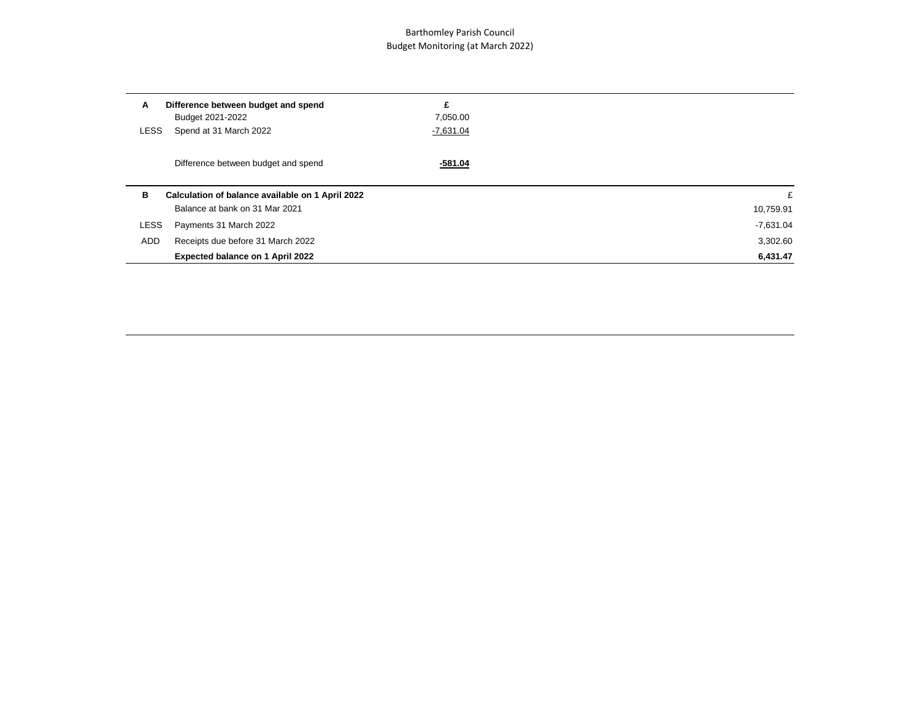Barthomley Parish Council
Budget Monitoring (at March 2022)

| | | £ |
|---|---|---|
| **A** | **Difference between budget and spend** | |
| | Budget 2021-2022 | 7,050.00 |
| LESS | Spend at 31 March 2022 | -7,631.04 |
| | Difference between budget and spend | **-581.04** |

| | | £ |
|---|---|---|
| **B** | **Calculation of balance available on 1 April 2022** | |
| | Balance at bank on 31 Mar 2021 | 10,759.91 |
| LESS | Payments 31 March 2022 | -7,631.04 |
| ADD | Receipts due before 31 March 2022 | 3,302.60 |
| | **Expected balance on 1 April 2022** | **6,431.47** |